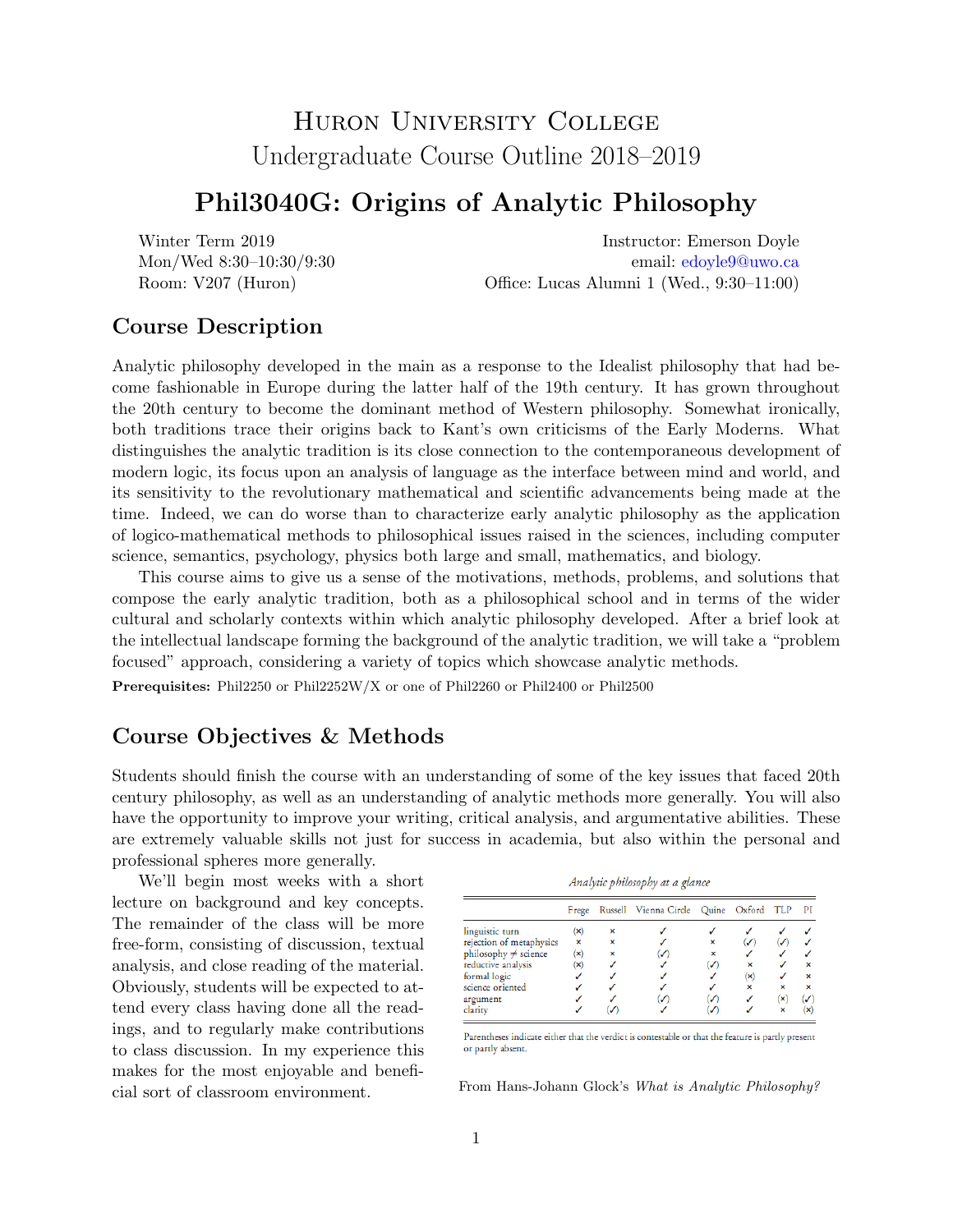# Huron University College
## Undergraduate Course Outline 2018–2019

# Phil3040G: Origins of Analytic Philosophy

Winter Term 2019
Mon/Wed 8:30–10:30/9:30
Room: V207 (Huron)

Instructor: Emerson Doyle
email: edoyle9@uwo.ca
Office: Lucas Alumni 1 (Wed., 9:30–11:00)

## Course Description

Analytic philosophy developed in the main as a response to the Idealist philosophy that had become fashionable in Europe during the latter half of the 19th century. It has grown throughout the 20th century to become the dominant method of Western philosophy. Somewhat ironically, both traditions trace their origins back to Kant's own criticisms of the Early Moderns. What distinguishes the analytic tradition is its close connection to the contemporaneous development of modern logic, its focus upon an analysis of language as the interface between mind and world, and its sensitivity to the revolutionary mathematical and scientific advancements being made at the time. Indeed, we can do worse than to characterize early analytic philosophy as the application of logico-mathematical methods to philosophical issues raised in the sciences, including computer science, semantics, psychology, physics both large and small, mathematics, and biology.

This course aims to give us a sense of the motivations, methods, problems, and solutions that compose the early analytic tradition, both as a philosophical school and in terms of the wider cultural and scholarly contexts within which analytic philosophy developed. After a brief look at the intellectual landscape forming the background of the analytic tradition, we will take a "problem focused" approach, considering a variety of topics which showcase analytic methods.

**Prerequisites:** Phil2250 or Phil2252W/X or one of Phil2260 or Phil2400 or Phil2500

## Course Objectives & Methods

Students should finish the course with an understanding of some of the key issues that faced 20th century philosophy, as well as an understanding of analytic methods more generally. You will also have the opportunity to improve your writing, critical analysis, and argumentative abilities. These are extremely valuable skills not just for success in academia, but also within the personal and professional spheres more generally.

We'll begin most weeks with a short lecture on background and key concepts. The remainder of the class will be more free-form, consisting of discussion, textual analysis, and close reading of the material. Obviously, students will be expected to attend every class having done all the readings, and to regularly make contributions to class discussion. In my experience this makes for the most enjoyable and beneficial sort of classroom environment.

*Analytic philosophy at a glance*

| | Frege | Russell | Vienna Circle | Quine | Oxford | TLP | PI |
|---|---|---|---|---|---|---|---|
| linguistic turn | (×) | × | ✓ | ✓ | ✓ | ✓ | ✓ |
| rejection of metaphysics | × | × | ✓ | × | (✓) | (✓) | ✓ |
| philosophy ≠ science | (×) | × | (✓) | × | ✓ | ✓ | ✓ |
| reductive analysis | (×) | ✓ | ✓ | (✓) | × | ✓ | × |
| formal logic | ✓ | ✓ | ✓ | ✓ | (×) | ✓ | × |
| science oriented | ✓ | ✓ | ✓ | ✓ | × | × | × |
| argument | ✓ | ✓ | (✓) | (✓) | ✓ | (×) | (✓) |
| clarity | ✓ | (✓) | ✓ | (✓) | ✓ | × | (×) |

Parentheses indicate either that the verdict is contestable or that the feature is partly present or partly absent.

From Hans-Johann Glock's *What is Analytic Philosophy?*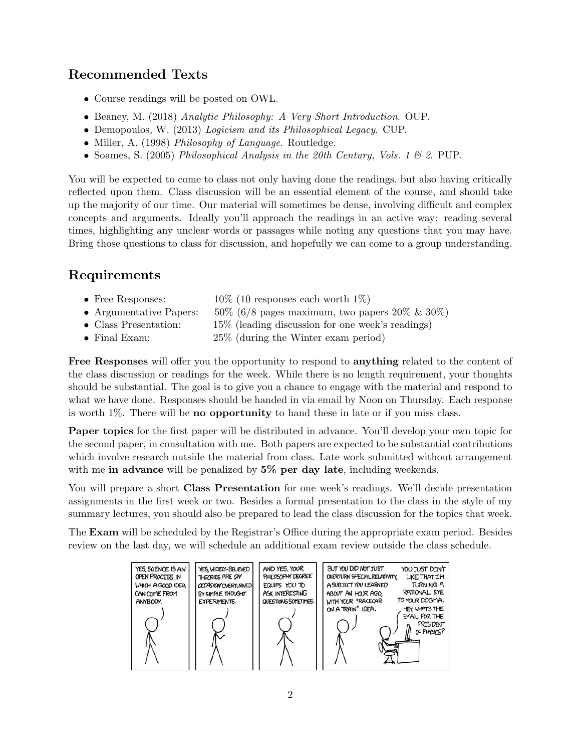## Recommended Texts

- Course readings will be posted on OWL.
- Beaney, M. (2018) *Analytic Philosophy: A Very Short Introduction*. OUP.
- Demopoulos, W. (2013) *Logicism and its Philosophical Legacy*. CUP.
- Miller, A. (1998) *Philosophy of Language*. Routledge.
- Soames, S. (2005) *Philosophical Analysis in the 20th Century, Vols. 1 & 2*. PUP.

You will be expected to come to class not only having done the readings, but also having critically reflected upon them. Class discussion will be an essential element of the course, and should take up the majority of our time. Our material will sometimes be dense, involving difficult and complex concepts and arguments. Ideally you'll approach the readings in an active way: reading several times, highlighting any unclear words or passages while noting any questions that you may have. Bring those questions to class for discussion, and hopefully we can come to a group understanding.

## Requirements

- Free Responses: 10% (10 responses each worth 1%)
- Argumentative Papers: 50% (6/8 pages maximum, two papers 20% & 30%)
- Class Presentation: 15% (leading discussion for one week's readings)
- Final Exam: 25% (during the Winter exam period)

**Free Responses** will offer you the opportunity to respond to **anything** related to the content of the class discussion or readings for the week. While there is no length requirement, your thoughts should be substantial. The goal is to give you a chance to engage with the material and respond to what we have done. Responses should be handed in via email by Noon on Thursday. Each response is worth 1%. There will be **no opportunity** to hand these in late or if you miss class.

**Paper topics** for the first paper will be distributed in advance. You'll develop your own topic for the second paper, in consultation with me. Both papers are expected to be substantial contributions which involve research outside the material from class. Late work submitted without arrangement with me **in advance** will be penalized by **5% per day late**, including weekends.

You will prepare a short **Class Presentation** for one week's readings. We'll decide presentation assignments in the first week or two. Besides a formal presentation to the class in the style of my summary lectures, you should also be prepared to lead the class discussion for the topics that week.

The **Exam** will be scheduled by the Registrar's Office during the appropriate exam period. Besides review on the last day, we will schedule an additional exam review outside the class schedule.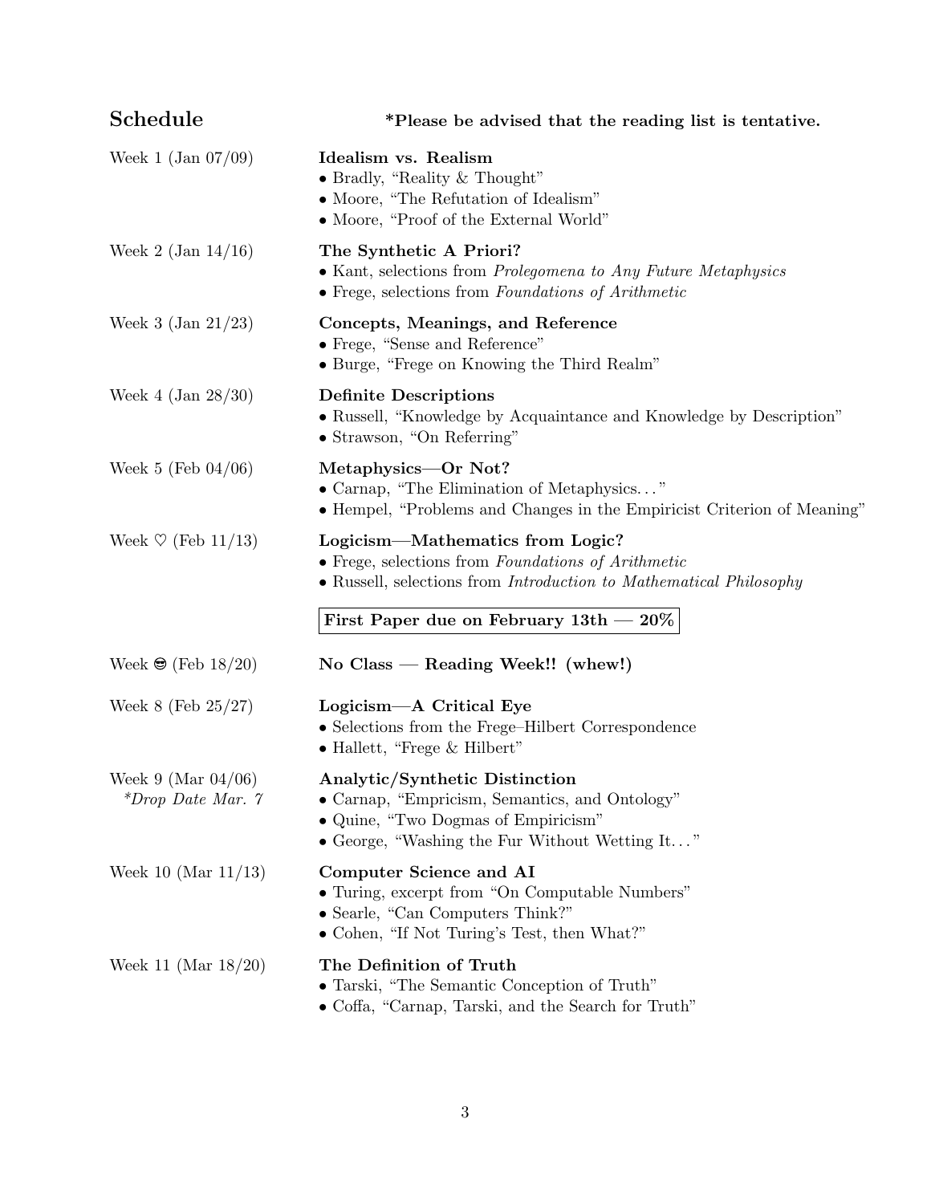## Schedule

**\*Please be advised that the reading list is tentative.**

Week 1 (Jan 07/09)

**Idealism vs. Realism**

- Bradly, "Reality & Thought"
- Moore, "The Refutation of Idealism"
- Moore, "Proof of the External World"

Week 2 (Jan 14/16)

**The Synthetic A Priori?**

- Kant, selections from *Prolegomena to Any Future Metaphysics*
- Frege, selections from *Foundations of Arithmetic*

Week 3 (Jan 21/23)

**Concepts, Meanings, and Reference**

- Frege, "Sense and Reference"
- Burge, "Frege on Knowing the Third Realm"

Week 4 (Jan 28/30)

**Definite Descriptions**

- Russell, "Knowledge by Acquaintance and Knowledge by Description"
- Strawson, "On Referring"

Week 5 (Feb 04/06)

**Metaphysics—Or Not?**

- Carnap, "The Elimination of Metaphysics..."
- Hempel, "Problems and Changes in the Empiricist Criterion of Meaning"

Week ♡ (Feb 11/13)

**Logicism—Mathematics from Logic?**

- Frege, selections from *Foundations of Arithmetic*
- Russell, selections from *Introduction to Mathematical Philosophy*

**First Paper due on February 13th — 20%**

Week 😎 (Feb 18/20)

**No Class — Reading Week!! (whew!)**

Week 8 (Feb 25/27)

**Logicism—A Critical Eye**

- Selections from the Frege–Hilbert Correspondence
- Hallett, "Frege & Hilbert"

Week 9 (Mar 04/06)
*\*Drop Date Mar. 7*

**Analytic/Synthetic Distinction**

- Carnap, "Empricism, Semantics, and Ontology"
- Quine, "Two Dogmas of Empiricism"
- George, "Washing the Fur Without Wetting It..."

Week 10 (Mar 11/13)

**Computer Science and AI**

- Turing, excerpt from "On Computable Numbers"
- Searle, "Can Computers Think?"
- Cohen, "If Not Turing's Test, then What?"

Week 11 (Mar 18/20)

**The Definition of Truth**

- Tarski, "The Semantic Conception of Truth"
- Coffa, "Carnap, Tarski, and the Search for Truth"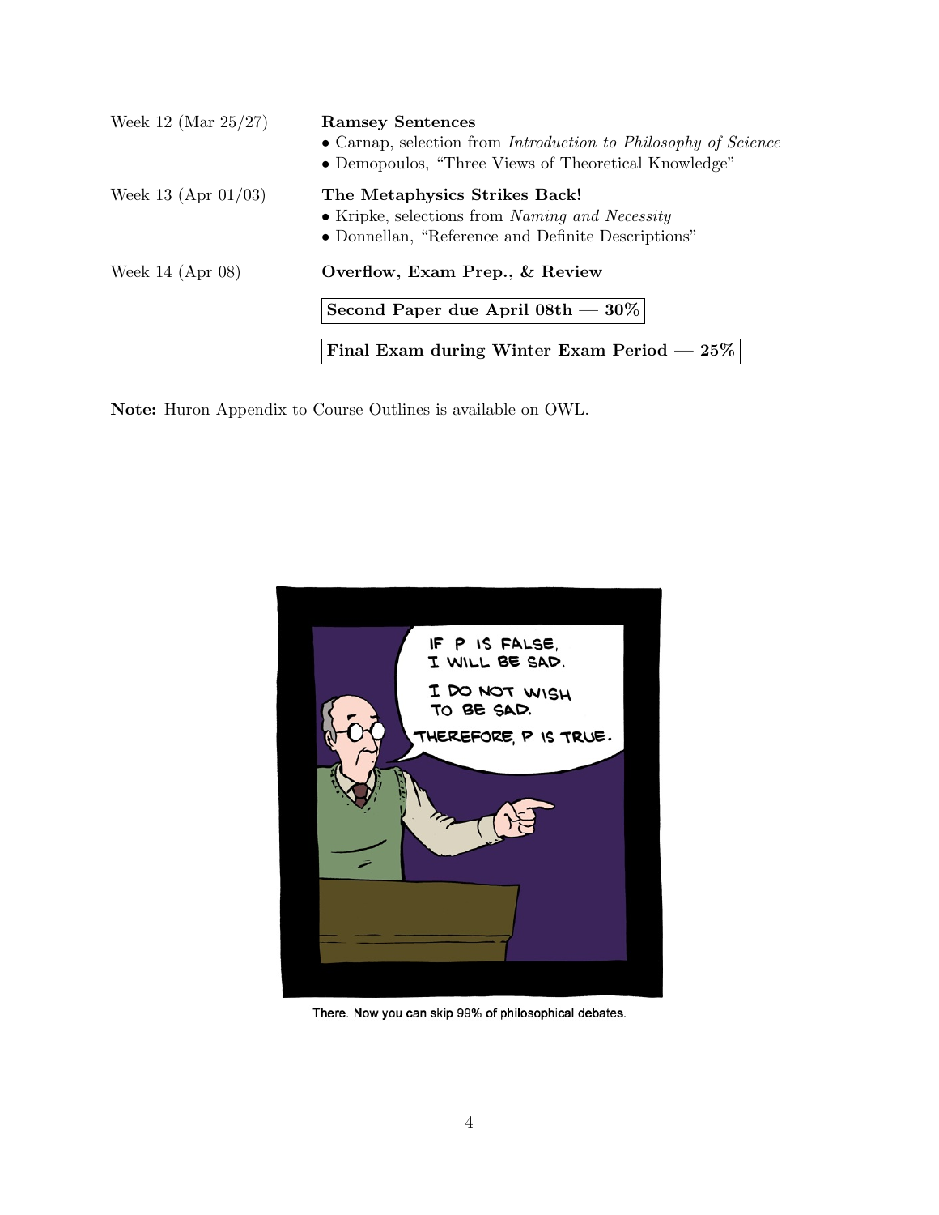| | |
|---|---|
| Week 12 (Mar 25/27) | **Ramsey Sentences**<br>• Carnap, selection from *Introduction to Philosophy of Science*<br>• Demopoulos, "Three Views of Theoretical Knowledge" |
| Week 13 (Apr 01/03) | **The Metaphysics Strikes Back!**<br>• Kripke, selections from *Naming and Necessity*<br>• Donnellan, "Reference and Definite Descriptions" |
| Week 14 (Apr 08) | **Overflow, Exam Prep., & Review** |
| | **Second Paper due April 08th — 30%** |
| | **Final Exam during Winter Exam Period — 25%** |

**Note:** Huron Appendix to Course Outlines is available on OWL.

There. Now you can skip 99% of philosophical debates.